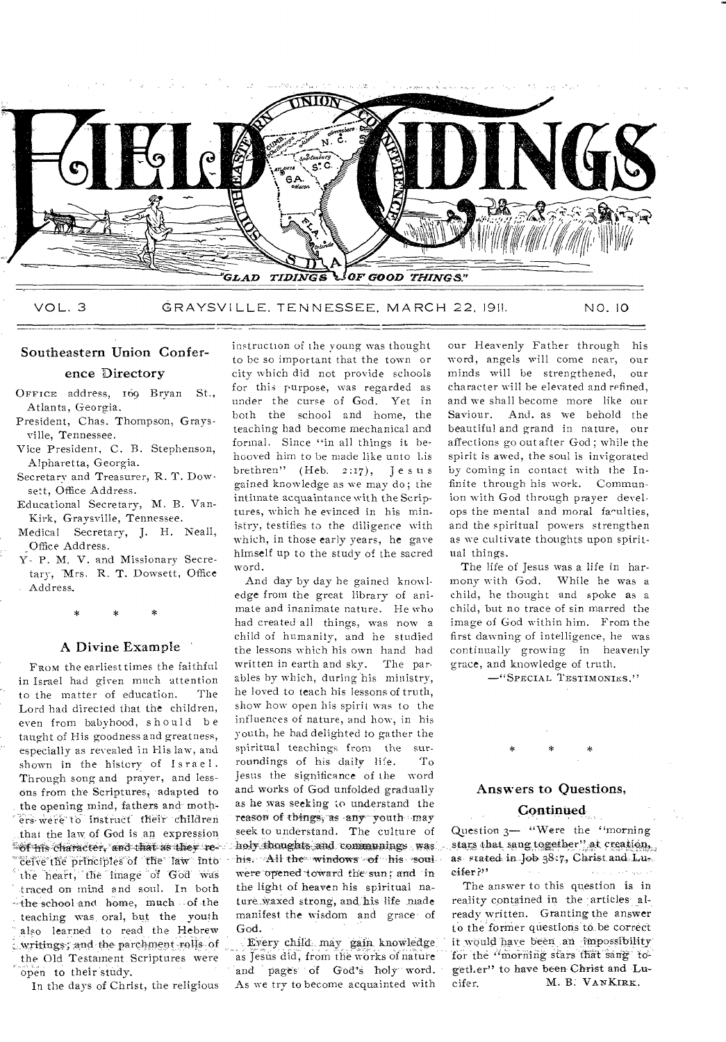# FIELD TIDINGS

"GLAD TIDINGS OF GOOD THINGS."

VOL. 3 GRAYSVILLE, TENNESSEE, MARCH 22, 1911. NO. 10

## Southeastern Union Conference Directory

OFFICE address, 169 Bryan St., Atlanta, Georgia.

President, Chas. Thompson, Graysville, Tennessee.

Vice President, C. B. Stephenson, Alpharetta, Georgia.

Secretary and Treasurer, R. T. Dowsett, Office Address.

Educational Secretary, M. B. VanKirk, Graysville, Tennessee.

Medical Secretary, J. H. Neall, Office Address.

Y- P. M. V. and Missionary Secretary, Mrs. R. T. Dowsett, Office Address.

\* \* \*

## A Divine Example

FROM the earliest times the faithful in Israel had given much attention to the matter of education. The Lord had directed that the children, even from babyhood, should be taught of His goodness and greatness, especially as revealed in His law, and shown in the history of Israel. Through song and prayer, and lessons from the Scriptures, adapted to the opening mind, fathers and mothers were to instruct their children that the law of God is an expression of his character, and that as they receive the principles of the law into the heart, the image of God was traced on mind and soul. In both the school and home, much of the teaching was oral, but the youth also learned to read the Hebrew writings; and the parchment rolls of the Old Testament Scriptures were open to their study.

In the days of Christ, the religious instruction of the young was thought to be so important that the town or city which did not provide schools for this purpose, was regarded as under the curse of God. Yet in both the school and home, the teaching had become mechanical and formal. Since "in all things it behooved him to be made like unto his brethren" (Heb. 2:17), Jesus gained knowledge as we may do; the intimate acquaintance with the Scriptures, which he evinced in his ministry, testifies to the diligence with which, in those early years, he gave himself up to the study of the sacred word.

And day by day he gained knowledge from the great library of animate and inanimate nature. He who had created all things, was now a child of humanity, and he studied the lessons which his own hand had written in earth and sky. The parables by which, during his ministry, he loved to teach his lessons of truth, show how open his spirit was to the influences of nature, and how, in his youth, he had delighted to gather the spiritual teachings from the surroundings of his daily life. To Jesus the significance of the word and works of God unfolded gradually as he was seeking to understand the reason of things, as any youth may seek to understand. The culture of holy thoughts and communings was his. All the windows of his soul were opened toward the sun; and in the light of heaven his spiritual nature waxed strong, and his life made manifest the wisdom and grace of God.

Every child may gain knowledge as Jesus did, from the works of nature and pages of God's holy word. As we try to become acquainted with our Heavenly Father through his word, angels will come near, our minds will be strengthened, our character will be elevated and refined, and we shall become more like our Saviour. And, as we behold the beautiful and grand in nature, our affections go out after God; while the spirit is awed, the soul is invigorated by coming in contact with the Infinite through his work. Communion with God through prayer develops the mental and moral faculties, and the spiritual powers strengthen as we cultivate thoughts upon spiritual things.

The life of Jesus was a life in harmony with God. While he was a child, he thought and spoke as a child, but no trace of sin marred the image of God within him. From the first dawning of intelligence, he was continually growing in heavenly grace, and knowledge of truth.

—"SPECIAL TESTIMONIES."

\* \* \*

## Answers to Questions, Continued

Question 3— "Were the "morning stars that sang together" at creation, as stated in Job 38:7, Christ and Lucifer?"

The answer to this question is in reality contained in the articles already written. Granting the answer to the former questions to be correct it would have been an impossibility for the "morning stars that sang together" to have been Christ and Lucifer.

M. B. VANKIRK.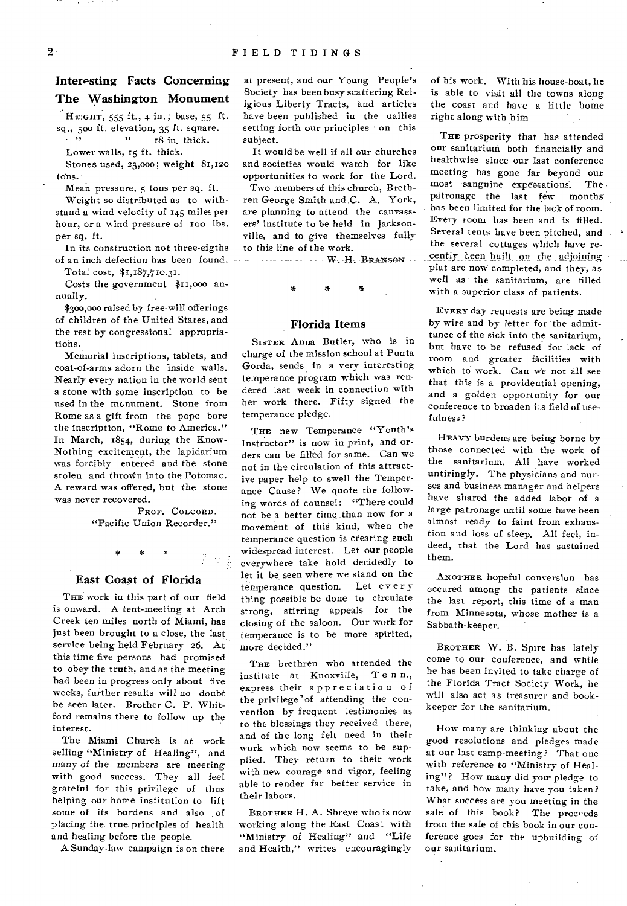## Interesting Facts Concerning The Washington Monument

HEIGHT, 555 ft., 4 in.; base, 55 ft. sq., 500 ft. elevation, 35 ft. square.

" " 18 in. thick.

Lower walls, 15 ft. thick.

Stones used, 23,000; weight 81,120 tons.

Mean pressure, 5 tons per sq. ft.

Weight so distributed as to withstand a wind velocity of 145 miles per hour, or a wind pressure of 100 lbs. per sq. ft.

In its construction not three-eigths of an inch defection has been found.

Total cost, $1,187,710.31.

Costs the government $11,000 annually.

$300,000 raised by free-will offerings of children of the United States, and the rest by congressional appropriations.

Memorial inscriptions, tablets, and coat-of-arms adorn the inside walls. Nearly every nation in the world sent a stone with some inscription to be used in the monument. Stone from Rome as a gift from the pope bore the inscription, "Rome to America." In March, 1854, during the Know-Nothing excitement, the lapidarium was forcibly entered and the stone stolen and thrown into the Potomac. A reward was offered, but the stone was never recovered.

PROF. COLCORD.
"Pacific Union Recorder."

\* \* \*

## East Coast of Florida

THE work in this part of our field is onward. A tent-meeting at Arch Creek ten miles north of Miami, has just been brought to a close, the last service being held February 26. At this time five persons had promised to obey the truth, and as the meeting had been in progress only about five weeks, further results will no doubt be seen later. Brother C. P. Whitford remains there to follow up the interest.

The Miami Church is at work selling "Ministry of Healing", and many of the members are meeting with good success. They all feel grateful for this privilege of thus helping our home institution to lift some of its burdens and also of placing the true principles of health and healing before the people.

A Sunday-law campaign is on there at present, and our Young People's Society has been busy scattering Religious Liberty Tracts, and articles have been published in the dailies setting forth our principles on this subject.

It would be well if all our churches and societies would watch for like opportunities to work for the Lord.

Two members of this church, Brethren George Smith and C. A. York, are planning to attend the canvassers' institute to be held in Jacksonville, and to give themselves fully to this line of the work.

W. H. BRANSON

\* \* \*

## Florida Items

SISTER Anna Butler, who is in charge of the mission school at Punta Gorda, sends in a very interesting temperance program which was rendered last week in connection with her work there. Fifty signed the temperance pledge.

THE new Temperance "Youth's Instructor" is now in print, and orders can be filled for same. Can we not in the circulation of this attractive paper help to swell the Temperance Cause? We quote the following words of counsel: "There could not be a better time than now for a movement of this kind, when the temperance question is creating such widespread interest. Let our people everywhere take hold decidedly to let it be seen where we stand on the temperance question. Let every thing possible be done to circulate strong, stirring appeals for the closing of the saloon. Our work for temperance is to be more spirited, more decided."

THE brethren who attended the institute at Knoxville, Tenn., express their appreciation of the privilege of attending the convention by frequent testimonies as to the blessings they received there, and of the long felt need in their work which now seems to be supplied. They return to their work with new courage and vigor, feeling able to render far better service in their labors.

BROTHER H. A. Shreve who is now working along the East Coast with "Ministry of Healing" and "Life and Health," writes encouragingly of his work. With his house-boat, he is able to visit all the towns along the coast and have a little home right along with him

THE prosperity that has attended our sanitarium both financially and healthwise since our last conference meeting has gone far beyond our most sanguine expectations. The patronage the last few months has been limited for the lack of room. Every room has been and is filled. Several tents have been pitched, and the several cottages which have recently been built on the adjoining plat are now completed, and they, as well as the sanitarium, are filled with a superior class of patients.

EVERY day requests are being made by wire and by letter for the admittance of the sick into the sanitarium, but have to be refused for lack of room and greater facilities with which to work. Can we not all see that this is a providential opening, and a golden opportunity for our conference to broaden its field of usefulness?

HEAVY burdens are being borne by those connected with the work of the sanitarium. All have worked untiringly. The physicians and nurses and business manager and helpers have shared the added labor of a large patronage until some have been almost ready to faint from exhaustion and loss of sleep. All feel, indeed, that the Lord has sustained them.

ANOTHER hopeful conversion has occured among the patients since the last report, this time of a man from Minnesota, whose mother is a Sabbath-keeper.

BROTHER W. B. Spire has lately come to our conference, and while he has been invited to take charge of the Florida Tract Society Work, he will also act as treasurer and bookkeeper for the sanitarium.

How many are thinking about the good resolutions and pledges made at our last camp-meeting? That one with reference to "Ministry of Healing"? How many did your pledge to take, and how many have you taken? What success are you meeting in the sale of this book? The proceeds from the sale of this book in our conference goes for the upbuilding of our sanitarium.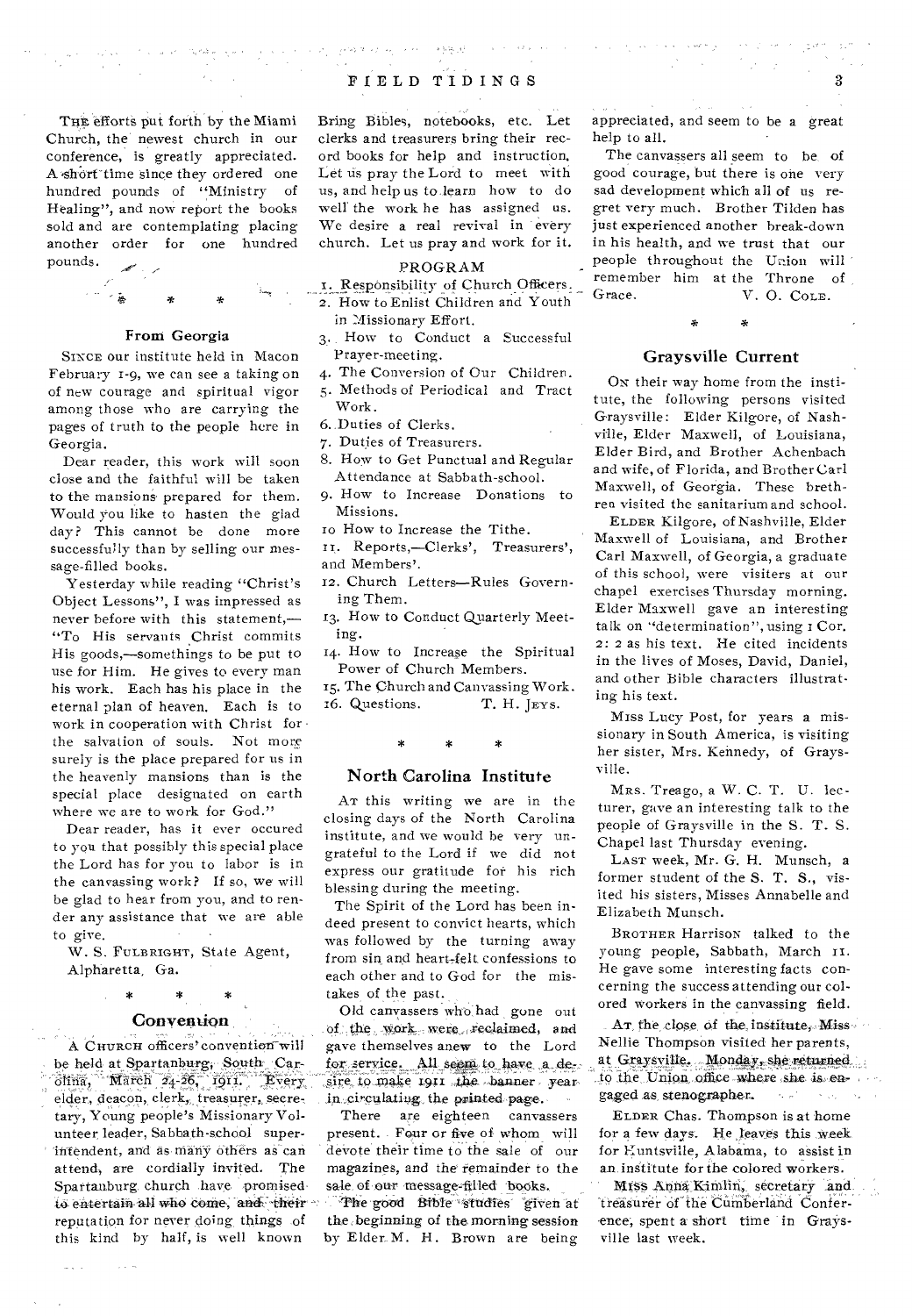THE efforts put forth by the Miami Church, the newest church in our conference, is greatly appreciated. A short time since they ordered one hundred pounds of "Ministry of Healing", and now report the books sold and are contemplating placing another order for one hundred pounds.

\* \* \*

### From Georgia

SINCE our institute held in Macon February 1-9, we can see a taking on of new courage and spiritual vigor among those who are carrying the pages of truth to the people here in Georgia.

Dear reader, this work will soon close and the faithful will be taken to the mansions prepared for them. Would you like to hasten the glad day? This cannot be done more successfully than by selling our message-filled books.

Yesterday while reading "Christ's Object Lessons", I was impressed as never before with this statement,—"To His servants Christ commits His goods,—somethings to be put to use for Him. He gives to every man his work. Each has his place in the eternal plan of heaven. Each is to work in cooperation with Christ for the salvation of souls. Not more surely is the place prepared for us in the heavenly mansions than is the special place designated on earth where we are to work for God."

Dear reader, has it ever occured to you that possibly this special place the Lord has for you to labor is in the canvassing work? If so, we will be glad to hear from you, and to render any assistance that we are able to give.

W. S. FULBRIGHT, State Agent,
Alpharetta, Ga.

\* \* \*

### Convention

A CHURCH officers' convention will be held at Spartanburg, South Carolina, March 24-26, 1911. Every elder, deacon, clerk, treasurer, secretary, Young people's Missionary Volunteer leader, Sabbath-school superintendent, and as many others as can attend, are cordially invited. The Spartanburg church have promised to entertain all who come, and their reputation for never doing things of this kind by half, is well known

Bring Bibles, notebooks, etc. Let clerks and treasurers bring their record books for help and instruction. Let us pray the Lord to meet with us, and help us to learn how to do well the work he has assigned us. We desire a real revival in every church. Let us pray and work for it.

PROGRAM

1. Responsibility of Church Officers.
2. How to Enlist Children and Youth in Missionary Effort.
3. How to Conduct a Successful Prayer-meeting.
4. The Conversion of Our Children.
5. Methods of Periodical and Tract Work.
6. Duties of Clerks.
7. Duties of Treasurers.
8. How to Get Punctual and Regular Attendance at Sabbath-school.
9. How to Increase Donations to Missions.
10. How to Increase the Tithe.
11. Reports,—Clerks', Treasurers', and Members'.
12. Church Letters—Rules Governing Them.
13. How to Conduct Quarterly Meeting.
14. How to Increase the Spiritual Power of Church Members.
15. The Church and Canvassing Work.
16. Questions.

T. H. JEYS.

\* \* \*

### North Carolina Institute

AT this writing we are in the closing days of the North Carolina institute, and we would be very ungrateful to the Lord if we did not express our gratitude for his rich blessing during the meeting.

The Spirit of the Lord has been indeed present to convict hearts, which was followed by the turning away from sin and heart-felt confessions to each other and to God for the mistakes of the past.

Old canvassers who had gone out of the work were reclaimed, and gave themselves anew to the Lord for service. All seem to have a desire to make 1911 the banner year in circulating the printed page.

There are eighteen canvassers present. Four or five of whom will devote their time to the sale of our magazines, and the remainder to the sale of our message-filled books.

The good Bible studies given at the beginning of the morning session by Elder M. H. Brown are being appreciated, and seem to be a great help to all.

The canvassers all seem to be of good courage, but there is one very sad development which all of us regret very much. Brother Tilden has just experienced another break-down in his health, and we trust that our people throughout the Union will remember him at the Throne of Grace.

V. O. COLE.

\* \*

### Graysville Current

ON their way home from the institute, the following persons visited Graysville: Elder Kilgore, of Nashville, Elder Maxwell, of Louisiana, Elder Bird, and Brother Achenbach and wife, of Florida, and Brother Carl Maxwell, of Georgia. These brethren visited the sanitarium and school.

ELDER Kilgore, of Nashville, Elder Maxwell of Louisiana, and Brother Carl Maxwell, of Georgia, a graduate of this school, were visiters at our chapel exercises Thursday morning. Elder Maxwell gave an interesting talk on "determination", using 1 Cor. 2: 2 as his text. He cited incidents in the lives of Moses, David, Daniel, and other Bible characters illustrating his text.

MISS Lucy Post, for years a missionary in South America, is visiting her sister, Mrs. Kennedy, of Graysville.

MRS. Treago, a W. C. T. U. lecturer, gave an interesting talk to the people of Graysville in the S. T. S. Chapel last Thursday evening.

LAST week, Mr. G. H. Munsch, a former student of the S. T. S., visited his sisters, Misses Annabelle and Elizabeth Munsch.

BROTHER Harrison talked to the young people, Sabbath, March 11. He gave some interesting facts concerning the success attending our colored workers in the canvassing field.

AT the close of the institute, Miss Nellie Thompson visited her parents, at Graysville. Monday, she returned to the Union office where she is engaged as stenographer.

ELDER Chas. Thompson is at home for a few days. He leaves this week for Huntsville, Alabama, to assist in an institute for the colored workers.

MISS Anna Kimlin, secretary and treasurer of the Cumberland Conference, spent a short time in Graysville last week.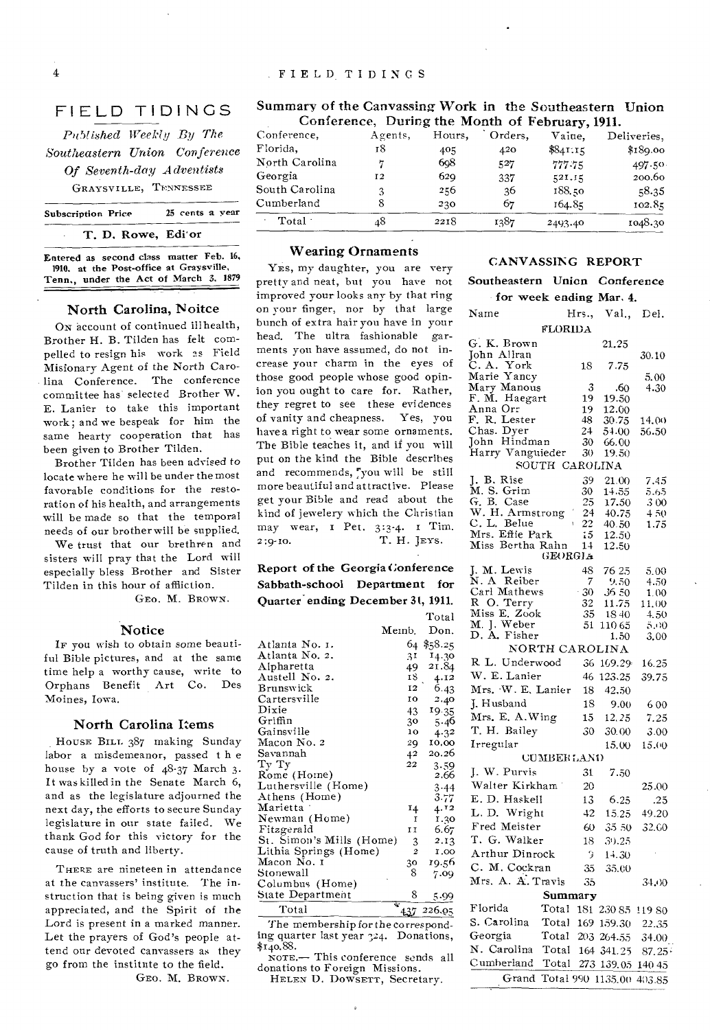# FIELD TIDINGS

*Published Weekly By The Southeastern Union Conference Of Seventh-day Adventists*

GRAYSVILLE, TENNESSEE

Subscription Price 25 cents a year

**T. D. Rowe, Editor**

Entered as second class matter Feb. 16, 1910, at the Post-office at Graysville, Tenn., under the Act of March 3, 1879

## North Carolina, Noitce

On account of continued ill health, Brother H. B. Tilden has felt compelled to resign his work as Field Missionary Agent of the North Carolina Conference. The conference committee has selected Brother W. E. Lanier to take this important work; and we bespeak for him the same hearty cooperation that has been given to Brother Tilden.

Brother Tilden has been advised to locate where he will be under the most favorable conditions for the restoration of his health, and arrangements will be made so that the temporal needs of our brother will be supplied.

We trust that our brethren and sisters will pray that the Lord will especially bless Brother and Sister Tilden in this hour of affliction.

GEO. M. BROWN.

## Notice

If you wish to obtain some beautiful Bible pictures, and at the same time help a worthy cause, write to Orphans Benefit Art Co. Des Moines, Iowa.

## North Carolina Items

House Bill 387 making Sunday labor a misdemeanor, passed the house by a vote of 48-37 March 3. It was killed in the Senate March 6, and as the legislature adjourned the next day, the efforts to secure Sunday legislature in our state failed. We thank God for this victory for the cause of truth and liberty.

There are nineteen in attendance at the canvassers' institute. The instruction that is being given is much appreciated, and the Spirit of the Lord is present in a marked manner. Let the prayers of God's people attend our devoted canvassers as they go from the institute to the field.

GEO. M. BROWN.

## Summary of the Canvassing Work in the Southeastern Union Conference, During the Month of February, 1911.

| Conference, | Agents, | Hours, | Orders, | Value, | Deliveries, |
|---|---|---|---|---|---|
| Florida, | 18 | 405 | 420 | $841.15 | $189.00 |
| North Carolina | 7 | 698 | 527 | 777.75 | 497.50 |
| Georgia | 12 | 629 | 337 | 521.15 | 200.60 |
| South Carolina | 3 | 256 | 36 | 188.50 | 58.35 |
| Cumberland | 8 | 230 | 67 | 164.85 | 102.85 |
| Total | 48 | 2218 | 1387 | 2493.40 | 1048.30 |

## Wearing Ornaments

Yes, my daughter, you are very pretty and neat, but you have not improved your looks any by that ring on your finger, nor by that large bunch of extra hair you have in your head. The ultra fashionable garments you have assumed, do not increase your charm in the eyes of those good people whose good opinion you ought to care for. Rather, they regret to see these evidences of vanity and cheapness. Yes, you have a right to wear some ornaments. The Bible teaches it, and if you will put on the kind the Bible describes and recommends, you will be still more beautiful and attractive. Please get your Bible and read about the kind of jewelery which the Christian may wear, 1 Pet. 3:3-4. 1 Tim. 2:9-10.

T. H. JEYS.

## Report of the Georgia Conference Sabbath-school Department for Quarter ending December 31, 1911.

| | Memb. | Total Don. |
|---|---|---|
| Atlanta No. 1. | 64 | $58.25 |
| Atlanta No. 2. | 31 | 14.30 |
| Alpharetta | 49 | 21.84 |
| Austell No. 2. | 18 | 4.12 |
| Brunswick | 12 | 6.43 |
| Cartersville | 10 | 2.40 |
| Dixie | 43 | 19.35 |
| Griffin | 30 | 5.46 |
| Gainsville | 10 | 4.32 |
| Macon No. 2 | 29 | 10.00 |
| Savannah | 42 | 20.26 |
| Ty Ty | 22 | 3.59 |
| Rome (Home) | | 2.66 |
| Luthersville (Home) | | 3.44 |
| Athens (Home) | | 3.77 |
| Marietta | 14 | 4.12 |
| Newman (Home) | 1 | 1.30 |
| Fitzgerald | 11 | 6.67 |
| St. Simon's Mills (Home) | 3 | 2.13 |
| Lithia Springs (Home) | 2 | 1.00 |
| Macon No. 1 | 30 | 19.56 |
| Stonewall | 8 | 7.09 |
| Columbus (Home) | | |
| State Department | 8 | 5.99 |
| Total | 437 | 226.05 |

The membership for the corresponding quarter last year 324. Donations, $140.88.

NOTE.— This conference sends all donations to Foreign Missions.

HELEN D. DOWSETT, Secretary.

## CANVASSING REPORT

### Southeastern Union Conference for week ending Mar. 4.

| Name | Hrs., | Val., | Del. |
|---|---|---|---|
| **FLORIDA** | | | |
| G. K. Brown | | 21.25 | |
| John Allran | | | 30.10 |
| C. A. York | 18 | 7.75 | |
| Marie Yancy | | | 5.00 |
| Mary Manous | 3 | .60 | 4.30 |
| F. M. Haegart | 19 | 19.50 | |
| Anna Orr | 19 | 12.00 | |
| F. R. Lester | 48 | 30.75 | 14.00 |
| Chas. Dyer | 24 | 54.00 | 56.50 |
| John Hindman | 30 | 66.00 | |
| Harry Vanguieder | 30 | 19.50 | |
| **SOUTH CAROLINA** | | | |
| J. B. Rise | 39 | 21.00 | 7.45 |
| M. S. Grim | 30 | 14.55 | 5.65 |
| G. B. Case | 25 | 17.50 | 3.00 |
| W. H. Armstrong | 24 | 40.75 | 4.50 |
| C. L. Belue | 22 | 40.50 | 1.75 |
| Mrs. Effie Park | 15 | 12.50 | |
| Miss Bertha Rahn | 14 | 12.50 | |
| **GEORGIA** | | | |
| J. M. Lewis | 48 | 76.25 | 5.00 |
| N. A. Reiber | 7 | 9.50 | 4.50 |
| Carl Mathews | 30 | 36.50 | 1.00 |
| R. O. Terry | 32 | 11.75 | 11.00 |
| Miss E. Zook | 35 | 18.40 | 4.50 |
| M. J. Weber | 51 | 110.65 | 5.00 |
| D. A. Fisher | | 1.50 | 3.00 |
| **NORTH CAROLINA** | | | |
| R. L. Underwood | 36 | 169.29 | 16.25 |
| W. E. Lanier | 46 | 123.25 | 39.75 |
| Mrs. W. E. Lanier | 18 | 42.50 | |
| J. Husband | 18 | 9.00 | 6.00 |
| Mrs. E. A. Wing | 15 | 12.25 | 7.25 |
| T. H. Bailey | 30 | 30.00 | 3.00 |
| Irregular | | 15.00 | 15.00 |
| **CUMBERLAND** | | | |
| J. W. Purvis | 31 | 7.50 | |
| Walter Kirkham | 20 | | 25.00 |
| E. D. Haskell | 13 | 6.25 | .25 |
| L. D. Wright | 42 | 15.25 | 49.20 |
| Fred Meister | 60 | 35.50 | 32.00 |
| T. G. Walker | 18 | 30.25 | |
| Arthur Dinrock | 9 | 14.30 | |
| C. M. Cockran | 35 | 35.00 | |
| Mrs. A. A. Travis | 35 | | 34.00 |

### Summary

| | | Hrs. | Val. | Del. |
|---|---|---|---|---|
| Florida | Total | 181 | 230.85 | 119.80 |
| S. Carolina | Total | 169 | 159.30 | 22.35 |
| Georgia | Total | 203 | 264.55 | 34.00 |
| N. Carolina | Total | 164 | 341.25 | 87.25 |
| Cumberland | Total | 273 | 139.05 | 140.45 |
| Grand | Total | 990 | 1135.00 | 403.85 |